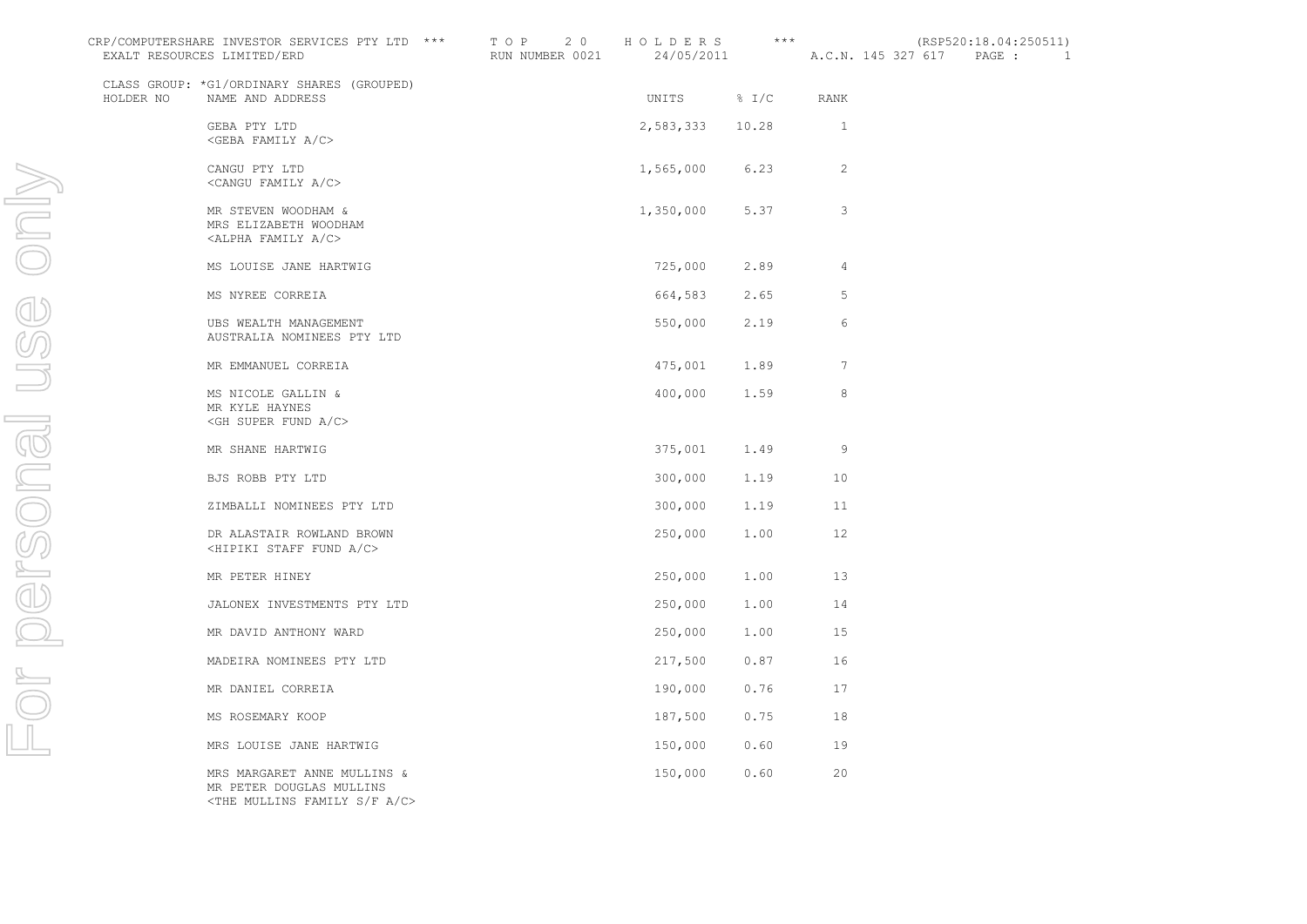CRP/COMPUTERSHARE INVESTOR SERVICES PTY LTD *** T O P 2 0 H O L D E R S *** (RSP520:18.04:250511)
EXALT RESOURCES LIMITED/ERD RUN NUMBER 0021 24/05/2011 A.C.N. 145 327 617

CLASS GROUP: *G1/ORDINARY SHARES (GROUPED)

| HOLDER NO | NAME AND ADDRESS | UNITS | % I/C | RANK |
|---|---|---|---|---|
| | GEBA PTY LTD <GEBA FAMILY A/C> | 2,583,333 | 10.28 | 1 |
| | CANGU PTY LTD <CANGU FAMILY A/C> | 1,565,000 | 6.23 | 2 |
| | MR STEVEN WOODHAM & MRS ELIZABETH WOODHAM <ALPHA FAMILY A/C> | 1,350,000 | 5.37 | 3 |
| | MS LOUISE JANE HARTWIG | 725,000 | 2.89 | 4 |
| | MS NYREE CORREIA | 664,583 | 2.65 | 5 |
| | UBS WEALTH MANAGEMENT AUSTRALIA NOMINEES PTY LTD | 550,000 | 2.19 | 6 |
| | MR EMMANUEL CORREIA | 475,001 | 1.89 | 7 |
| | MS NICOLE GALLIN & MR KYLE HAYNES <GH SUPER FUND A/C> | 400,000 | 1.59 | 8 |
| | MR SHANE HARTWIG | 375,001 | 1.49 | 9 |
| | BJS ROBB PTY LTD | 300,000 | 1.19 | 10 |
| | ZIMBALLI NOMINEES PTY LTD | 300,000 | 1.19 | 11 |
| | DR ALASTAIR ROWLAND BROWN <HIPIKI STAFF FUND A/C> | 250,000 | 1.00 | 12 |
| | MR PETER HINEY | 250,000 | 1.00 | 13 |
| | JALONEX INVESTMENTS PTY LTD | 250,000 | 1.00 | 14 |
| | MR DAVID ANTHONY WARD | 250,000 | 1.00 | 15 |
| | MADEIRA NOMINEES PTY LTD | 217,500 | 0.87 | 16 |
| | MR DANIEL CORREIA | 190,000 | 0.76 | 17 |
| | MS ROSEMARY KOOP | 187,500 | 0.75 | 18 |
| | MRS LOUISE JANE HARTWIG | 150,000 | 0.60 | 19 |
| | MRS MARGARET ANNE MULLINS & MR PETER DOUGLAS MULLINS <THE MULLINS FAMILY S/F A/C> | 150,000 | 0.60 | 20 |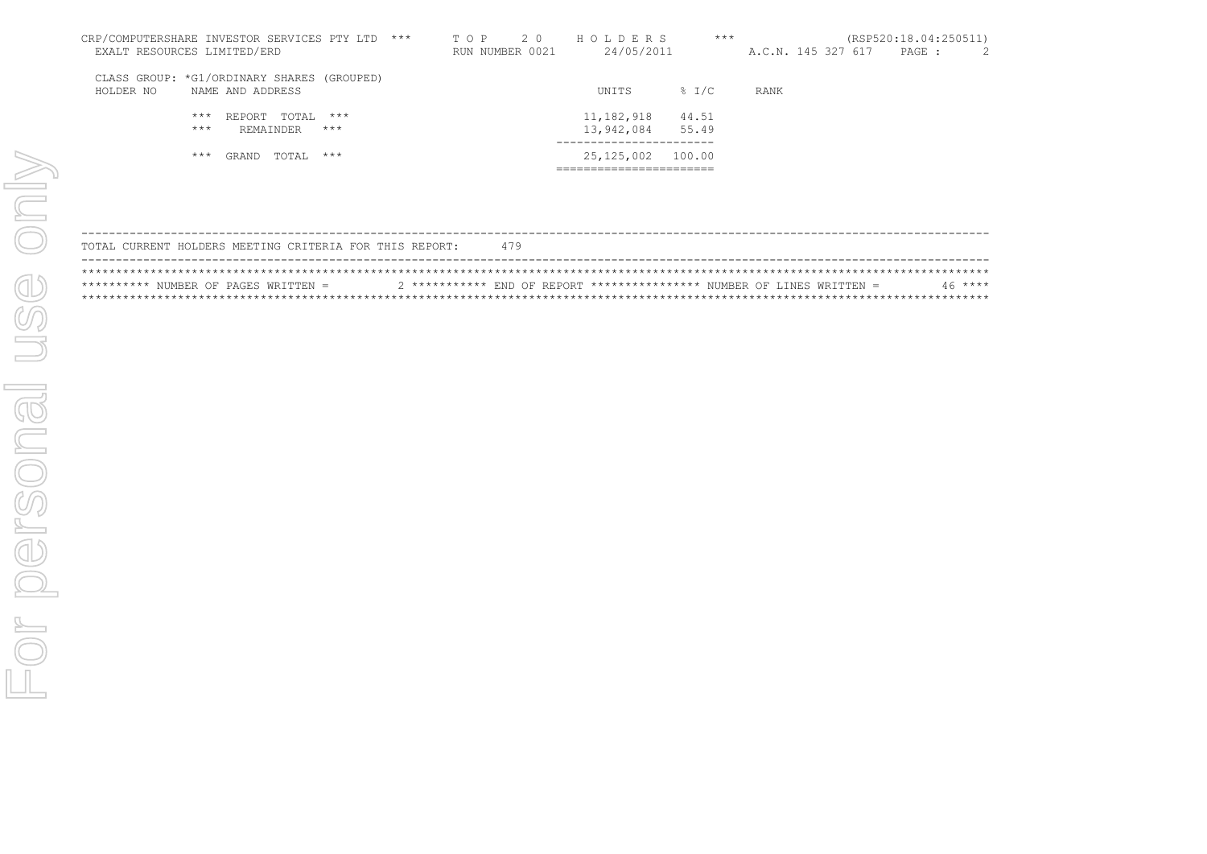CRP/COMPUTERSHARE INVESTOR SERVICES PTY LTD *** T O P 2 0 H O L D E R S *** (RSP520:18.04:250511)
EXALT RESOURCES LIMITED/ERD RUN NUMBER 0021 24/05/2011 A.C.N. 145 327 617 PAGE : 2

CLASS GROUP: *G1/ORDINARY SHARES (GROUPED)

| HOLDER NO | NAME AND ADDRESS | UNITS | % I/C | RANK |
|---|---|---|---|---|
| | *** REPORT TOTAL *** | 11,182,918 | 44.51 | |
| | *** REMAINDER *** | 13,942,084 | 55.49 | |
| | *** GRAND TOTAL *** | 25,125,002 | 100.00 | |

TOTAL CURRENT HOLDERS MEETING CRITERIA FOR THIS REPORT: 479

********** NUMBER OF PAGES WRITTEN = 2 *********** END OF REPORT **************** NUMBER OF LINES WRITTEN = 46 ****

For personal use only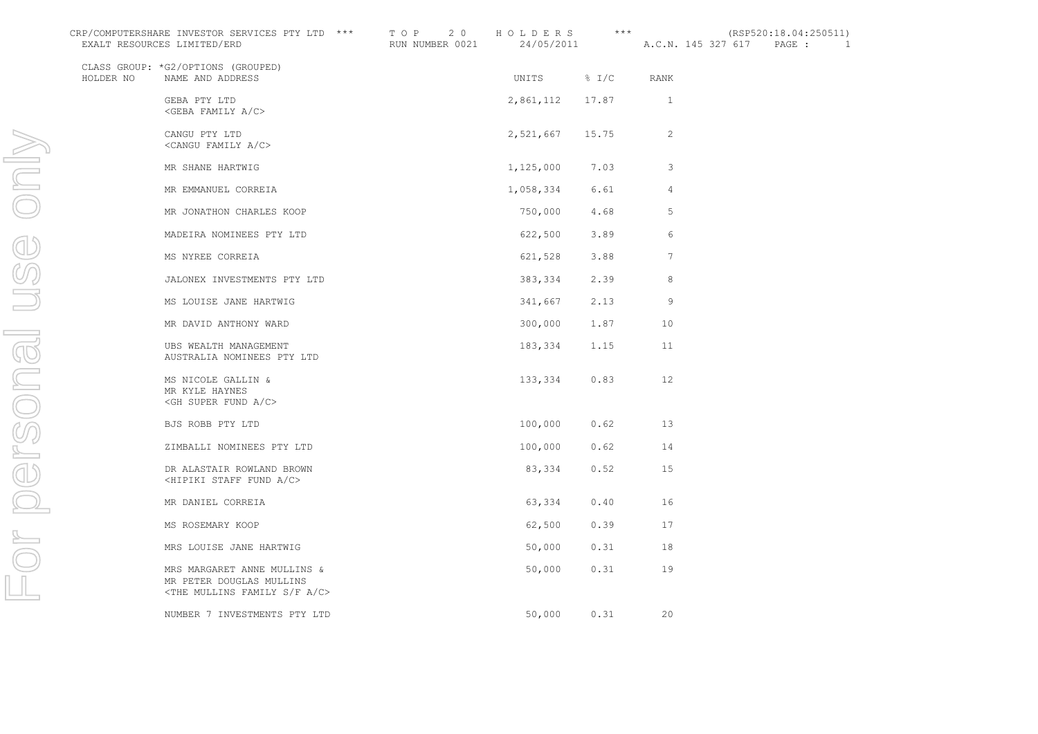CRP/COMPUTERSHARE INVESTOR SERVICES PTY LTD *** T O P 2 0 H O L D E R S *** (RSP520:18.04:250511)
EXALT RESOURCES LIMITED/ERD RUN NUMBER 0021 24/05/2011 A.C.N. 145 327 617 PAGE : 1

CLASS GROUP: *G2/OPTIONS (GROUPED)

| HOLDER NO | NAME AND ADDRESS | UNITS | % I/C | RANK |
|---|---|---|---|---|
| | GEBA PTY LTD <GEBA FAMILY A/C> | 2,861,112 | 17.87 | 1 |
| | CANGU PTY LTD <CANGU FAMILY A/C> | 2,521,667 | 15.75 | 2 |
| | MR SHANE HARTWIG | 1,125,000 | 7.03 | 3 |
| | MR EMMANUEL CORREIA | 1,058,334 | 6.61 | 4 |
| | MR JONATHON CHARLES KOOP | 750,000 | 4.68 | 5 |
| | MADEIRA NOMINEES PTY LTD | 622,500 | 3.89 | 6 |
| | MS NYREE CORREIA | 621,528 | 3.88 | 7 |
| | JALONEX INVESTMENTS PTY LTD | 383,334 | 2.39 | 8 |
| | MS LOUISE JANE HARTWIG | 341,667 | 2.13 | 9 |
| | MR DAVID ANTHONY WARD | 300,000 | 1.87 | 10 |
| | UBS WEALTH MANAGEMENT AUSTRALIA NOMINEES PTY LTD | 183,334 | 1.15 | 11 |
| | MS NICOLE GALLIN & MR KYLE HAYNES <GH SUPER FUND A/C> | 133,334 | 0.83 | 12 |
| | BJS ROBB PTY LTD | 100,000 | 0.62 | 13 |
| | ZIMBALLI NOMINEES PTY LTD | 100,000 | 0.62 | 14 |
| | DR ALASTAIR ROWLAND BROWN <HIPIKI STAFF FUND A/C> | 83,334 | 0.52 | 15 |
| | MR DANIEL CORREIA | 63,334 | 0.40 | 16 |
| | MS ROSEMARY KOOP | 62,500 | 0.39 | 17 |
| | MRS LOUISE JANE HARTWIG | 50,000 | 0.31 | 18 |
| | MRS MARGARET ANNE MULLINS & MR PETER DOUGLAS MULLINS <THE MULLINS FAMILY S/F A/C> | 50,000 | 0.31 | 19 |
| | NUMBER 7 INVESTMENTS PTY LTD | 50,000 | 0.31 | 20 |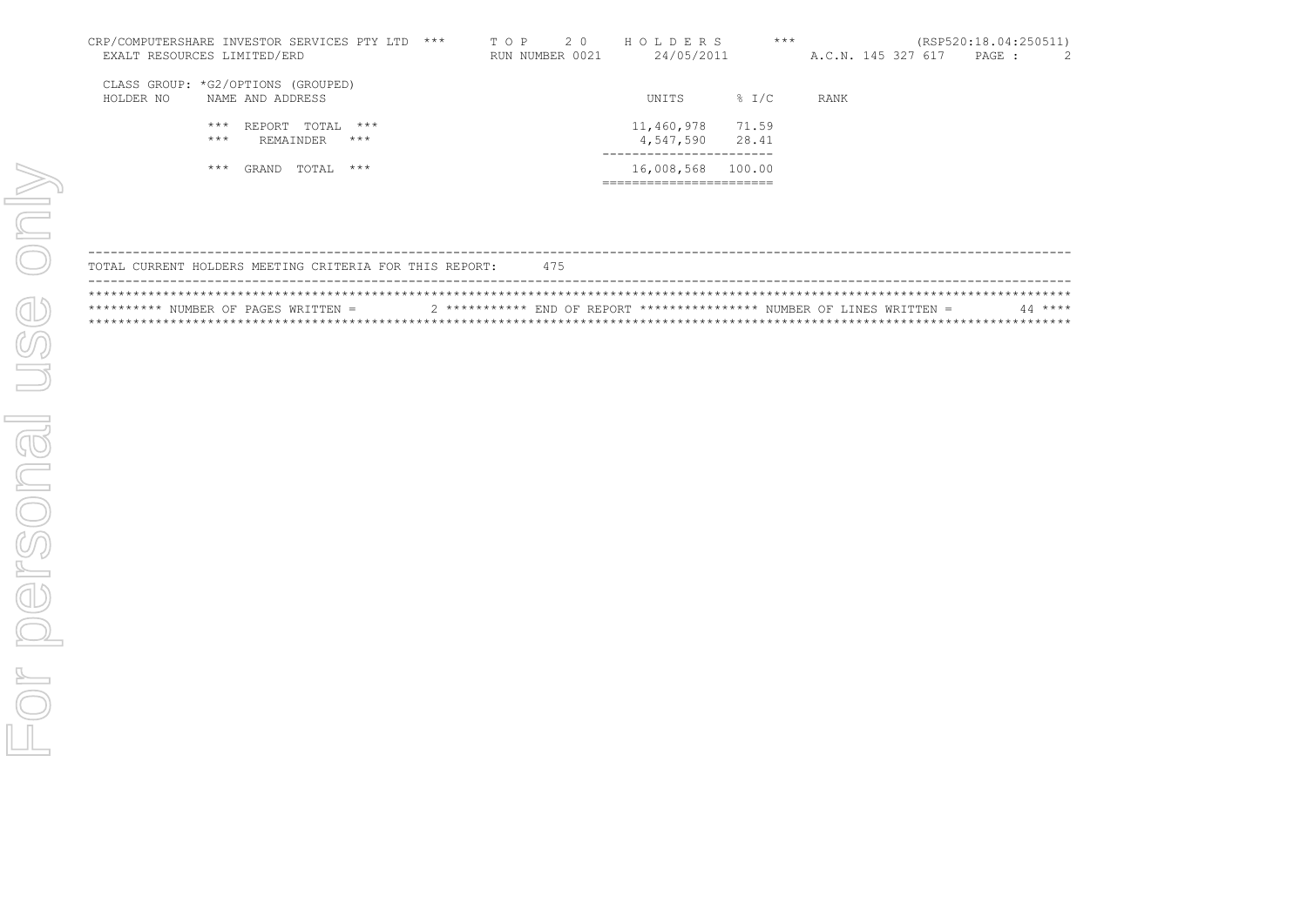CRP/COMPUTERSHARE INVESTOR SERVICES PTY LTD *** T O P 2 0 H O L D E R S *** (RSP520:18.04:250511)
EXALT RESOURCES LIMITED/ERD RUN NUMBER 0021 24/05/2011 A.C.N. 145 327 617 PAGE : 2

CLASS GROUP: *G2/OPTIONS (GROUPED)

| HOLDER NO | NAME AND ADDRESS | UNITS | % I/C | RANK |
|---|---|---|---|---|
| | *** REPORT TOTAL *** | 11,460,978 | 71.59 | |
| | *** REMAINDER *** | 4,547,590 | 28.41 | |
| | *** GRAND TOTAL *** | 16,008,568 | 100.00 | |

TOTAL CURRENT HOLDERS MEETING CRITERIA FOR THIS REPORT: 475

********** NUMBER OF PAGES WRITTEN = 2 *********** END OF REPORT **************** NUMBER OF LINES WRITTEN = 44 ****

For personal use only